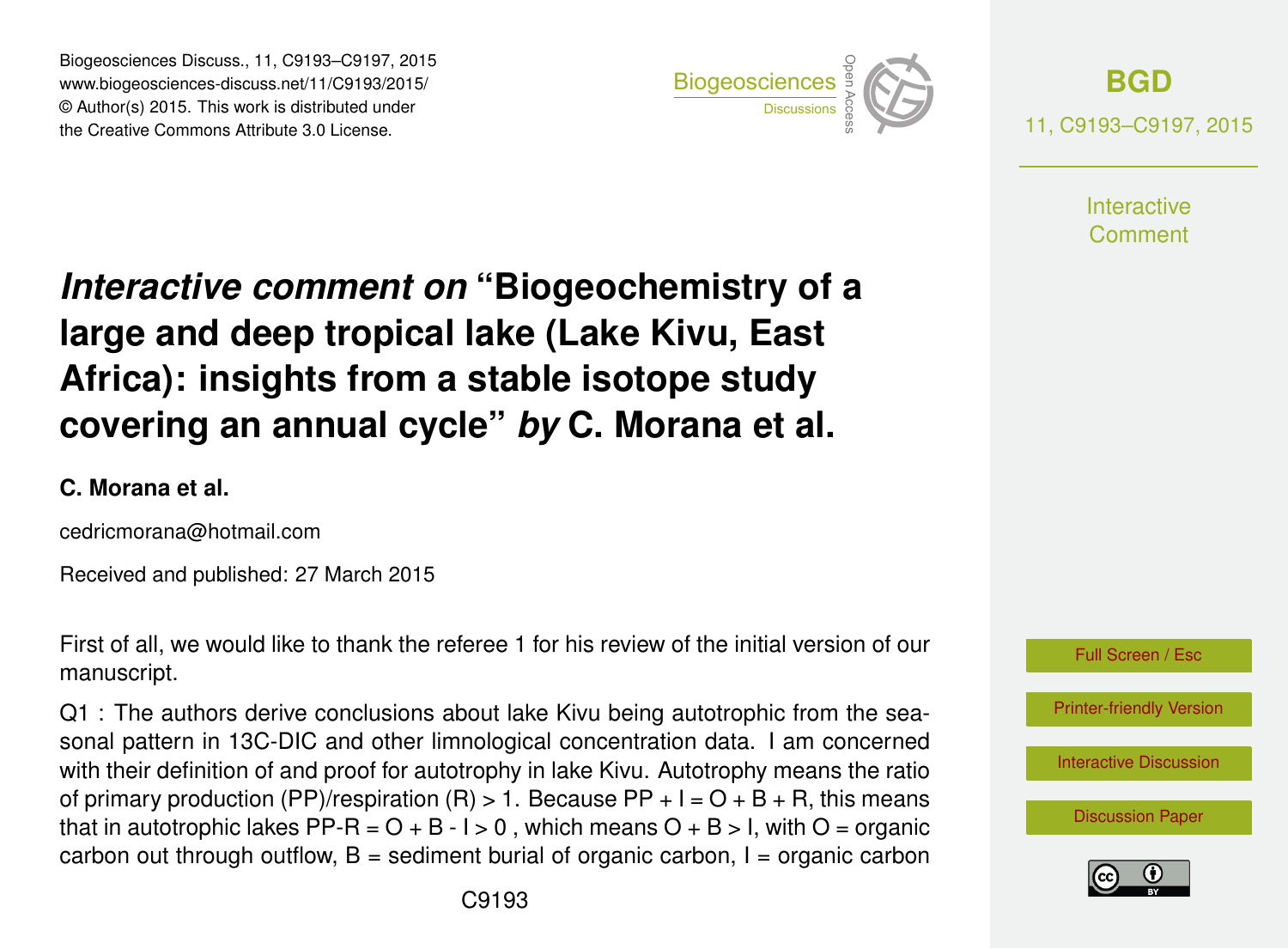# *Interactive comment on* “Biogeochemistry of a large and deep tropical lake (Lake Kivu, East Africa): insights from a stable isotope study covering an annual cycle” *by* C. Morana et al.

**C. Morana et al.**

cedricmorana@hotmail.com

Received and published: 27 March 2015

First of all, we would like to thank the referee 1 for his review of the initial version of our manuscript.

Q1 : The authors derive conclusions about lake Kivu being autotrophic from the seasonal pattern in 13C-DIC and other limnological concentration data. I am concerned with their definition of and proof for autotrophy in lake Kivu. Autotrophy means the ratio of primary production (PP)/respiration (R) > 1. Because PP + I = O + B + R, this means that in autotrophic lakes PP-R = O + B - I > 0 , which means O + B > I, with O = organic carbon out through outflow, B = sediment burial of organic carbon, I = organic carbon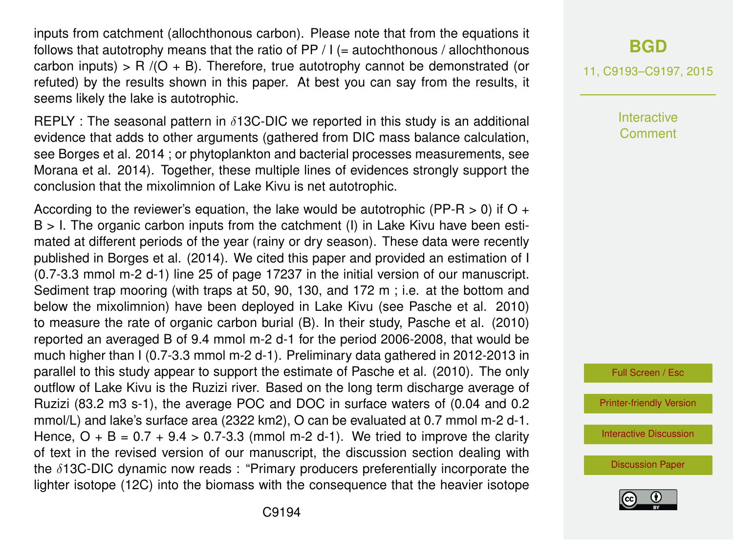inputs from catchment (allochthonous carbon). Please note that from the equations it follows that autotrophy means that the ratio of PP / I (= autochthonous / allochthonous carbon inputs) > R /(O + B). Therefore, true autotrophy cannot be demonstrated (or refuted) by the results shown in this paper. At best you can say from the results, it seems likely the lake is autotrophic.

REPLY : The seasonal pattern in $\delta$13C-DIC we reported in this study is an additional evidence that adds to other arguments (gathered from DIC mass balance calculation, see Borges et al. 2014 ; or phytoplankton and bacterial processes measurements, see Morana et al. 2014). Together, these multiple lines of evidences strongly support the conclusion that the mixolimnion of Lake Kivu is net autotrophic.

According to the reviewer's equation, the lake would be autotrophic (PP-R > 0) if O + B > I. The organic carbon inputs from the catchment (I) in Lake Kivu have been estimated at different periods of the year (rainy or dry season). These data were recently published in Borges et al. (2014). We cited this paper and provided an estimation of I (0.7-3.3 mmol m-2 d-1) line 25 of page 17237 in the initial version of our manuscript. Sediment trap mooring (with traps at 50, 90, 130, and 172 m ; i.e. at the bottom and below the mixolimnion) have been deployed in Lake Kivu (see Pasche et al. 2010) to measure the rate of organic carbon burial (B). In their study, Pasche et al. (2010) reported an averaged B of 9.4 mmol m-2 d-1 for the period 2006-2008, that would be much higher than I (0.7-3.3 mmol m-2 d-1). Preliminary data gathered in 2012-2013 in parallel to this study appear to support the estimate of Pasche et al. (2010). The only outflow of Lake Kivu is the Ruzizi river. Based on the long term discharge average of Ruzizi (83.2 m3 s-1), the average POC and DOC in surface waters of (0.04 and 0.2 mmol/L) and lake's surface area (2322 km2), O can be evaluated at 0.7 mmol m-2 d-1. Hence, O + B = 0.7 + 9.4 > 0.7-3.3 (mmol m-2 d-1). We tried to improve the clarity of text in the revised version of our manuscript, the discussion section dealing with the $\delta$13C-DIC dynamic now reads : "Primary producers preferentially incorporate the lighter isotope (12C) into the biomass with the consequence that the heavier isotope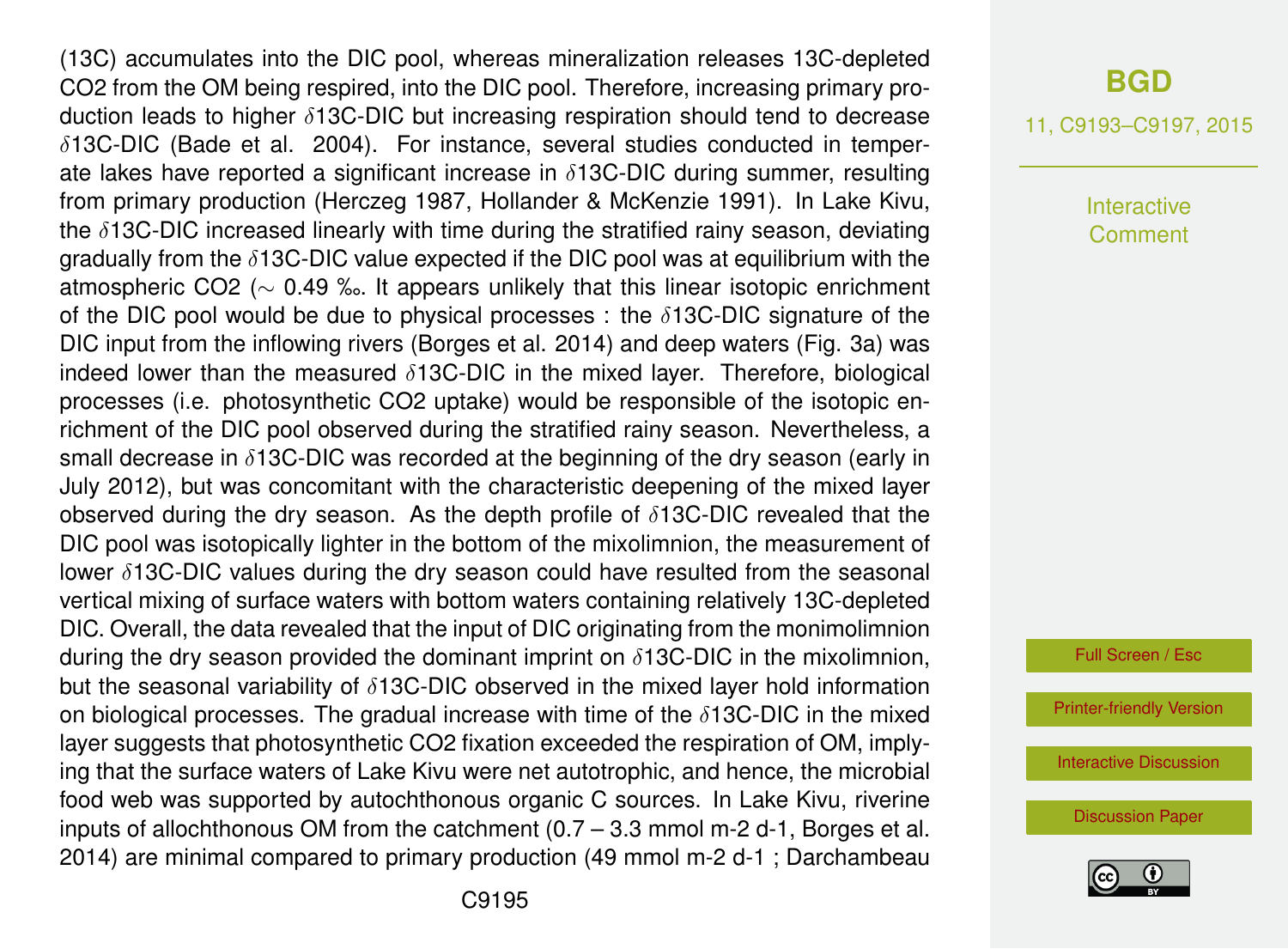(13C) accumulates into the DIC pool, whereas mineralization releases 13C-depleted $CO_2$ from the OM being respired, into the DIC pool. Therefore, increasing primary production leads to higher $\delta$13C-DIC but increasing respiration should tend to decrease $\delta$13C-DIC (Bade et al. 2004). For instance, several studies conducted in temperate lakes have reported a significant increase in $\delta$13C-DIC during summer, resulting from primary production (Herczeg 1987, Hollander & McKenzie 1991). In Lake Kivu, the $\delta$13C-DIC increased linearly with time during the stratified rainy season, deviating gradually from the $\delta$13C-DIC value expected if the DIC pool was at equilibrium with the atmospheric $CO_2$ ($\sim$ 0.49 ‰. It appears unlikely that this linear isotopic enrichment of the DIC pool would be due to physical processes : the $\delta$13C-DIC signature of the DIC input from the inflowing rivers (Borges et al. 2014) and deep waters (Fig. 3a) was indeed lower than the measured $\delta$13C-DIC in the mixed layer. Therefore, biological processes (i.e. photosynthetic $CO_2$ uptake) would be responsible of the isotopic enrichment of the DIC pool observed during the stratified rainy season. Nevertheless, a small decrease in $\delta$13C-DIC was recorded at the beginning of the dry season (early in July 2012), but was concomitant with the characteristic deepening of the mixed layer observed during the dry season. As the depth profile of $\delta$13C-DIC revealed that the DIC pool was isotopically lighter in the bottom of the mixolimnion, the measurement of lower $\delta$13C-DIC values during the dry season could have resulted from the seasonal vertical mixing of surface waters with bottom waters containing relatively 13C-depleted DIC. Overall, the data revealed that the input of DIC originating from the monimolimnion during the dry season provided the dominant imprint on $\delta$13C-DIC in the mixolimnion, but the seasonal variability of $\delta$13C-DIC observed in the mixed layer hold information on biological processes. The gradual increase with time of the $\delta$13C-DIC in the mixed layer suggests that photosynthetic $CO_2$ fixation exceeded the respiration of OM, implying that the surface waters of Lake Kivu were net autotrophic, and hence, the microbial food web was supported by autochthonous organic C sources. In Lake Kivu, riverine inputs of allochthonous OM from the catchment (0.7 – 3.3 mmol $m^{-2}$ $d^{-1}$, Borges et al. 2014) are minimal compared to primary production (49 mmol $m^{-2}$ $d^{-1}$ ; Darchambeau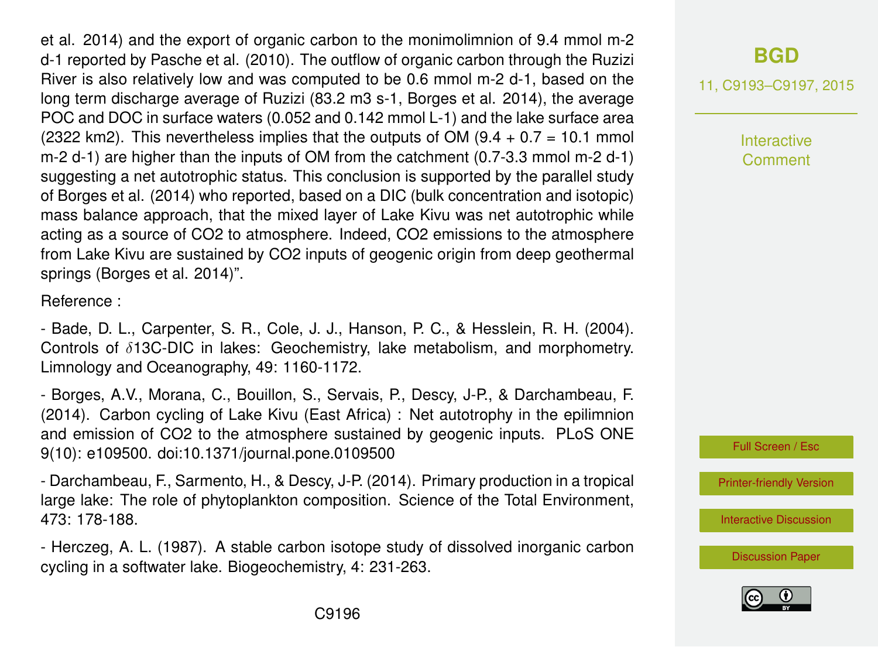et al. 2014) and the export of organic carbon to the monimolimnion of 9.4 mmol m-2 d-1 reported by Pasche et al. (2010). The outflow of organic carbon through the Ruzizi River is also relatively low and was computed to be 0.6 mmol m-2 d-1, based on the long term discharge average of Ruzizi (83.2 m3 s-1, Borges et al. 2014), the average POC and DOC in surface waters (0.052 and 0.142 mmol L-1) and the lake surface area (2322 km2). This nevertheless implies that the outputs of OM (9.4 + 0.7 = 10.1 mmol m-2 d-1) are higher than the inputs of OM from the catchment (0.7-3.3 mmol m-2 d-1) suggesting a net autotrophic status. This conclusion is supported by the parallel study of Borges et al. (2014) who reported, based on a DIC (bulk concentration and isotopic) mass balance approach, that the mixed layer of Lake Kivu was net autotrophic while acting as a source of CO2 to atmosphere. Indeed, CO2 emissions to the atmosphere from Lake Kivu are sustained by CO2 inputs of geogenic origin from deep geothermal springs (Borges et al. 2014)".

Reference :

- Bade, D. L., Carpenter, S. R., Cole, J. J., Hanson, P. C., & Hesslein, R. H. (2004). Controls of $\delta$13C-DIC in lakes: Geochemistry, lake metabolism, and morphometry. Limnology and Oceanography, 49: 1160-1172.

- Borges, A.V., Morana, C., Bouillon, S., Servais, P., Descy, J-P., & Darchambeau, F. (2014). Carbon cycling of Lake Kivu (East Africa) : Net autotrophy in the epilimnion and emission of CO2 to the atmosphere sustained by geogenic inputs. PLoS ONE 9(10): e109500. doi:10.1371/journal.pone.0109500

- Darchambeau, F., Sarmento, H., & Descy, J-P. (2014). Primary production in a tropical large lake: The role of phytoplankton composition. Science of the Total Environment, 473: 178-188.

- Herczeg, A. L. (1987). A stable carbon isotope study of dissolved inorganic carbon cycling in a softwater lake. Biogeochemistry, 4: 231-263.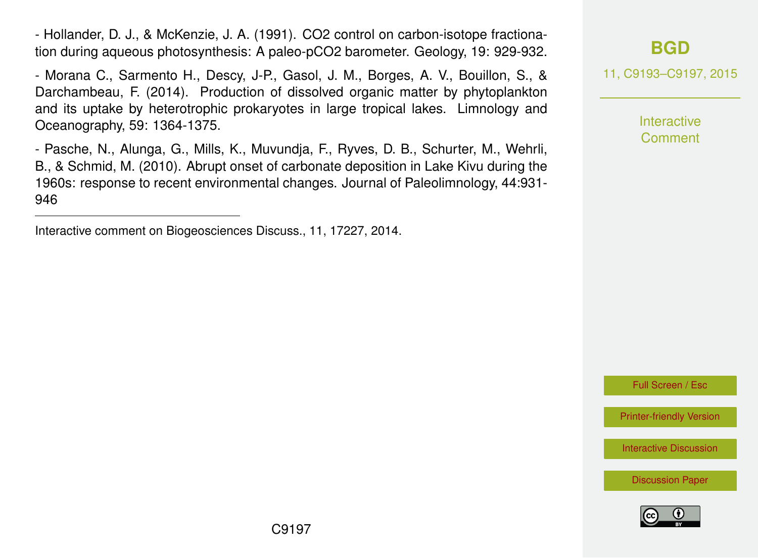- Hollander, D. J., & McKenzie, J. A. (1991). $CO_2$ control on carbon-isotope fractionation during aqueous photosynthesis: A paleo-$pCO_2$ barometer. Geology, 19: 929-932.

- Morana C., Sarmento H., Descy, J-P., Gasol, J. M., Borges, A. V., Bouillon, S., & Darchambeau, F. (2014). Production of dissolved organic matter by phytoplankton and its uptake by heterotrophic prokaryotes in large tropical lakes. Limnology and Oceanography, 59: 1364-1375.

- Pasche, N., Alunga, G., Mills, K., Muvundja, F., Ryves, D. B., Schurter, M., Wehrli, B., & Schmid, M. (2010). Abrupt onset of carbonate deposition in Lake Kivu during the 1960s: response to recent environmental changes. Journal of Paleolimnology, 44:931-946

---

Interactive comment on Biogeosciences Discuss., 11, 17227, 2014.